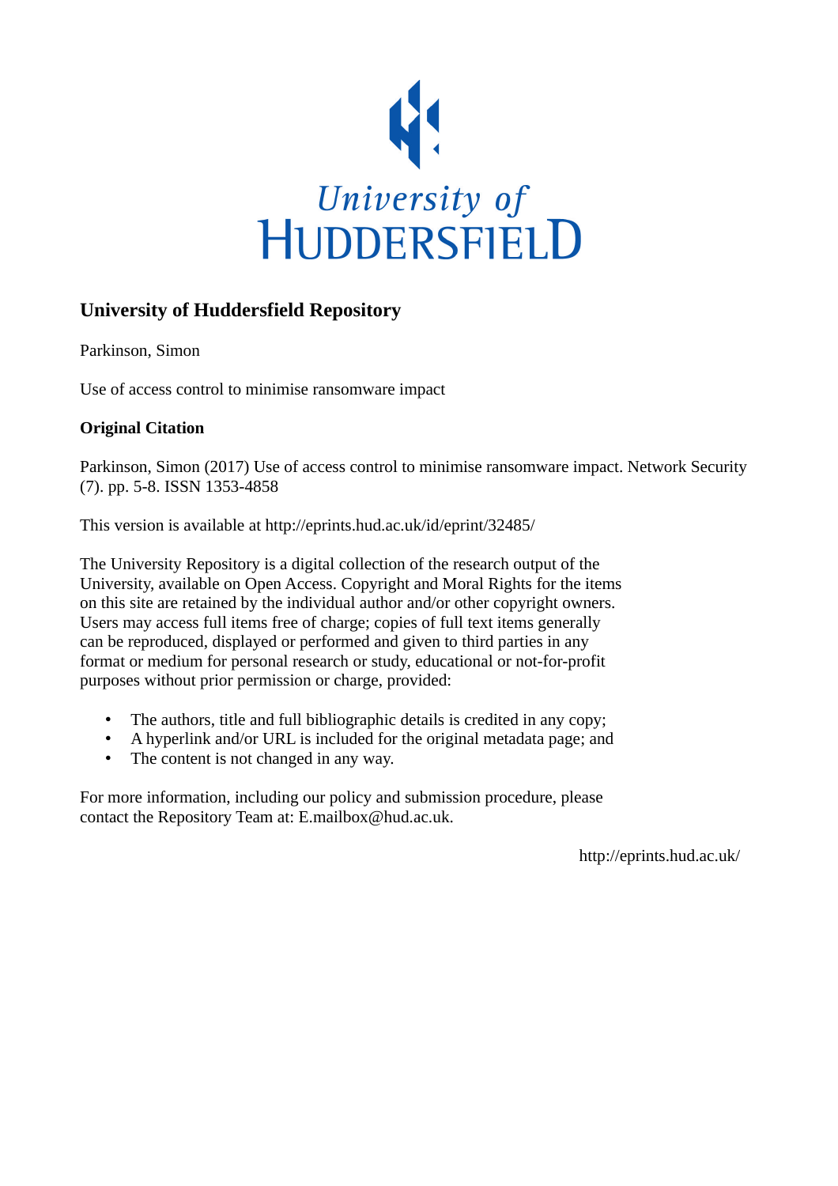University of
HUDDERSFIELD

## University of Huddersfield Repository

Parkinson, Simon

Use of access control to minimise ransomware impact

### Original Citation

Parkinson, Simon (2017) Use of access control to minimise ransomware impact. Network Security (7). pp. 5-8. ISSN 1353-4858

This version is available at http://eprints.hud.ac.uk/id/eprint/32485/

The University Repository is a digital collection of the research output of the University, available on Open Access. Copyright and Moral Rights for the items on this site are retained by the individual author and/or other copyright owners. Users may access full items free of charge; copies of full text items generally can be reproduced, displayed or performed and given to third parties in any format or medium for personal research or study, educational or not-for-profit purposes without prior permission or charge, provided:

- The authors, title and full bibliographic details is credited in any copy;
- A hyperlink and/or URL is included for the original metadata page; and
- The content is not changed in any way.

For more information, including our policy and submission procedure, please contact the Repository Team at: E.mailbox@hud.ac.uk.

http://eprints.hud.ac.uk/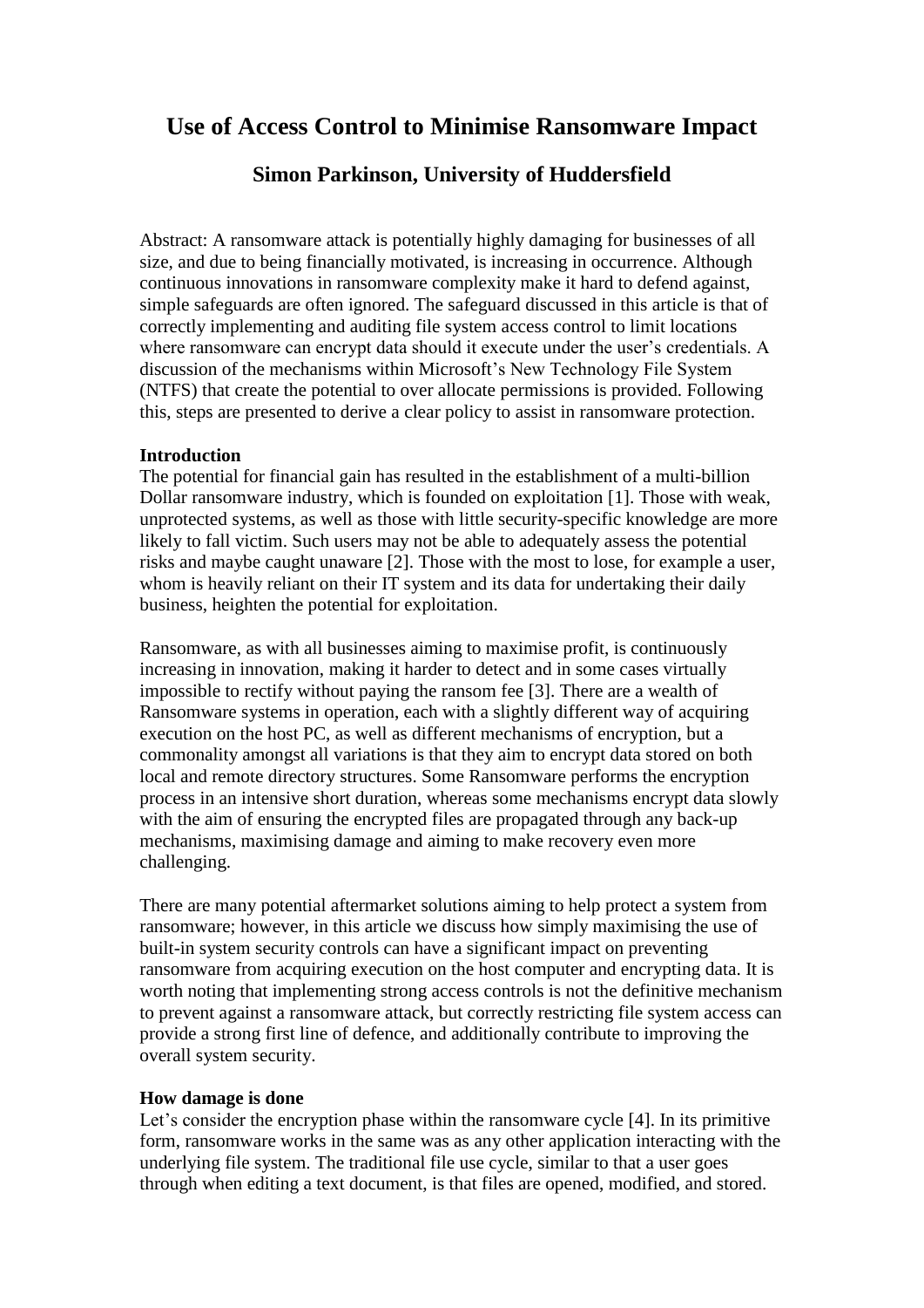# Use of Access Control to Minimise Ransomware Impact

## Simon Parkinson, University of Huddersfield

Abstract: A ransomware attack is potentially highly damaging for businesses of all size, and due to being financially motivated, is increasing in occurrence. Although continuous innovations in ransomware complexity make it hard to defend against, simple safeguards are often ignored. The safeguard discussed in this article is that of correctly implementing and auditing file system access control to limit locations where ransomware can encrypt data should it execute under the user's credentials. A discussion of the mechanisms within Microsoft's New Technology File System (NTFS) that create the potential to over allocate permissions is provided. Following this, steps are presented to derive a clear policy to assist in ransomware protection.

**Introduction**

The potential for financial gain has resulted in the establishment of a multi-billion Dollar ransomware industry, which is founded on exploitation [1]. Those with weak, unprotected systems, as well as those with little security-specific knowledge are more likely to fall victim. Such users may not be able to adequately assess the potential risks and maybe caught unaware [2]. Those with the most to lose, for example a user, whom is heavily reliant on their IT system and its data for undertaking their daily business, heighten the potential for exploitation.

Ransomware, as with all businesses aiming to maximise profit, is continuously increasing in innovation, making it harder to detect and in some cases virtually impossible to rectify without paying the ransom fee [3]. There are a wealth of Ransomware systems in operation, each with a slightly different way of acquiring execution on the host PC, as well as different mechanisms of encryption, but a commonality amongst all variations is that they aim to encrypt data stored on both local and remote directory structures. Some Ransomware performs the encryption process in an intensive short duration, whereas some mechanisms encrypt data slowly with the aim of ensuring the encrypted files are propagated through any back-up mechanisms, maximising damage and aiming to make recovery even more challenging.

There are many potential aftermarket solutions aiming to help protect a system from ransomware; however, in this article we discuss how simply maximising the use of built-in system security controls can have a significant impact on preventing ransomware from acquiring execution on the host computer and encrypting data. It is worth noting that implementing strong access controls is not the definitive mechanism to prevent against a ransomware attack, but correctly restricting file system access can provide a strong first line of defence, and additionally contribute to improving the overall system security.

**How damage is done**

Let's consider the encryption phase within the ransomware cycle [4]. In its primitive form, ransomware works in the same was as any other application interacting with the underlying file system. The traditional file use cycle, similar to that a user goes through when editing a text document, is that files are opened, modified, and stored.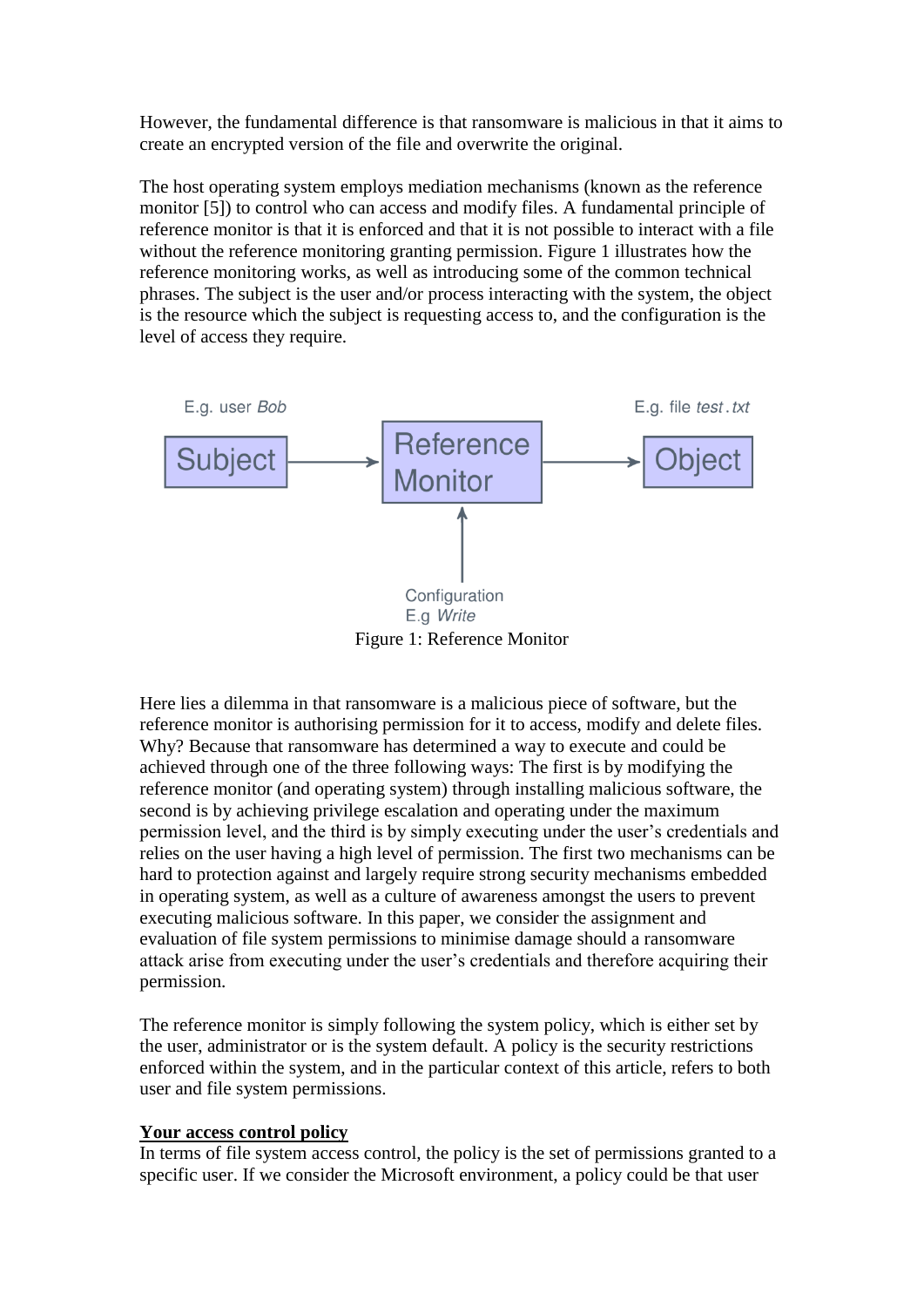However, the fundamental difference is that ransomware is malicious in that it aims to create an encrypted version of the file and overwrite the original.

The host operating system employs mediation mechanisms (known as the reference monitor [5]) to control who can access and modify files. A fundamental principle of reference monitor is that it is enforced and that it is not possible to interact with a file without the reference monitoring granting permission. Figure 1 illustrates how the reference monitoring works, as well as introducing some of the common technical phrases. The subject is the user and/or process interacting with the system, the object is the resource which the subject is requesting access to, and the configuration is the level of access they require.

E.g. user *Bob* | Subject → Reference Monitor → Object | E.g. file *test.txt*

Configuration E.g *Write*

Figure 1: Reference Monitor

Here lies a dilemma in that ransomware is a malicious piece of software, but the reference monitor is authorising permission for it to access, modify and delete files. Why? Because that ransomware has determined a way to execute and could be achieved through one of the three following ways: The first is by modifying the reference monitor (and operating system) through installing malicious software, the second is by achieving privilege escalation and operating under the maximum permission level, and the third is by simply executing under the user's credentials and relies on the user having a high level of permission. The first two mechanisms can be hard to protection against and largely require strong security mechanisms embedded in operating system, as well as a culture of awareness amongst the users to prevent executing malicious software. In this paper, we consider the assignment and evaluation of file system permissions to minimise damage should a ransomware attack arise from executing under the user's credentials and therefore acquiring their permission.

The reference monitor is simply following the system policy, which is either set by the user, administrator or is the system default. A policy is the security restrictions enforced within the system, and in the particular context of this article, refers to both user and file system permissions.

**<u>Your access control policy</u>**

In terms of file system access control, the policy is the set of permissions granted to a specific user. If we consider the Microsoft environment, a policy could be that user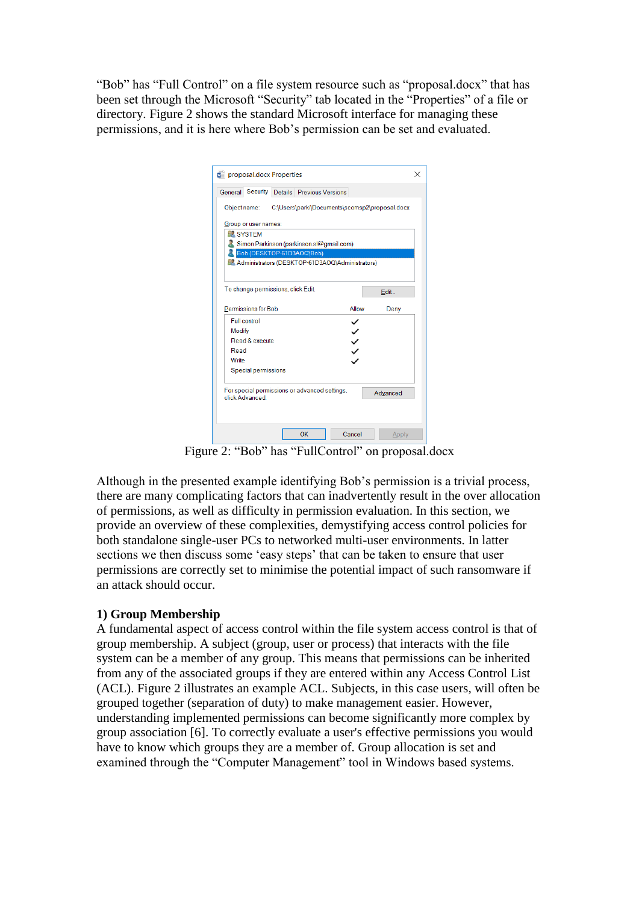“Bob” has “Full Control” on a file system resource such as “proposal.docx” that has been set through the Microsoft “Security” tab located in the “Properties” of a file or directory. Figure 2 shows the standard Microsoft interface for managing these permissions, and it is here where Bob’s permission can be set and evaluated.

Figure 2: “Bob” has “FullControl” on proposal.docx

Although in the presented example identifying Bob’s permission is a trivial process, there are many complicating factors that can inadvertently result in the over allocation of permissions, as well as difficulty in permission evaluation. In this section, we provide an overview of these complexities, demystifying access control policies for both standalone single-user PCs to networked multi-user environments. In latter sections we then discuss some ‘easy steps’ that can be taken to ensure that user permissions are correctly set to minimise the potential impact of such ransomware if an attack should occur.

**1) Group Membership**

A fundamental aspect of access control within the file system access control is that of group membership. A subject (group, user or process) that interacts with the file system can be a member of any group. This means that permissions can be inherited from any of the associated groups if they are entered within any Access Control List (ACL). Figure 2 illustrates an example ACL. Subjects, in this case users, will often be grouped together (separation of duty) to make management easier. However, understanding implemented permissions can become significantly more complex by group association [6]. To correctly evaluate a user's effective permissions you would have to know which groups they are a member of. Group allocation is set and examined through the “Computer Management” tool in Windows based systems.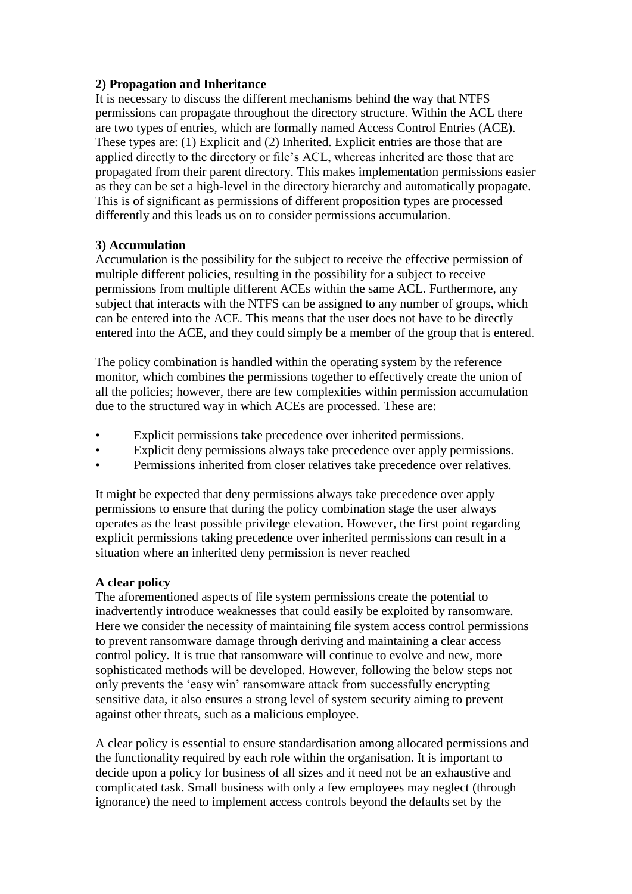**2) Propagation and Inheritance**

It is necessary to discuss the different mechanisms behind the way that NTFS permissions can propagate throughout the directory structure. Within the ACL there are two types of entries, which are formally named Access Control Entries (ACE). These types are: (1) Explicit and (2) Inherited. Explicit entries are those that are applied directly to the directory or file's ACL, whereas inherited are those that are propagated from their parent directory. This makes implementation permissions easier as they can be set a high-level in the directory hierarchy and automatically propagate. This is of significant as permissions of different proposition types are processed differently and this leads us on to consider permissions accumulation.

**3) Accumulation**

Accumulation is the possibility for the subject to receive the effective permission of multiple different policies, resulting in the possibility for a subject to receive permissions from multiple different ACEs within the same ACL. Furthermore, any subject that interacts with the NTFS can be assigned to any number of groups, which can be entered into the ACE. This means that the user does not have to be directly entered into the ACE, and they could simply be a member of the group that is entered.

The policy combination is handled within the operating system by the reference monitor, which combines the permissions together to effectively create the union of all the policies; however, there are few complexities within permission accumulation due to the structured way in which ACEs are processed. These are:

- Explicit permissions take precedence over inherited permissions.
- Explicit deny permissions always take precedence over apply permissions.
- Permissions inherited from closer relatives take precedence over relatives.

It might be expected that deny permissions always take precedence over apply permissions to ensure that during the policy combination stage the user always operates as the least possible privilege elevation. However, the first point regarding explicit permissions taking precedence over inherited permissions can result in a situation where an inherited deny permission is never reached

**A clear policy**

The aforementioned aspects of file system permissions create the potential to inadvertently introduce weaknesses that could easily be exploited by ransomware. Here we consider the necessity of maintaining file system access control permissions to prevent ransomware damage through deriving and maintaining a clear access control policy. It is true that ransomware will continue to evolve and new, more sophisticated methods will be developed. However, following the below steps not only prevents the 'easy win' ransomware attack from successfully encrypting sensitive data, it also ensures a strong level of system security aiming to prevent against other threats, such as a malicious employee.

A clear policy is essential to ensure standardisation among allocated permissions and the functionality required by each role within the organisation. It is important to decide upon a policy for business of all sizes and it need not be an exhaustive and complicated task. Small business with only a few employees may neglect (through ignorance) the need to implement access controls beyond the defaults set by the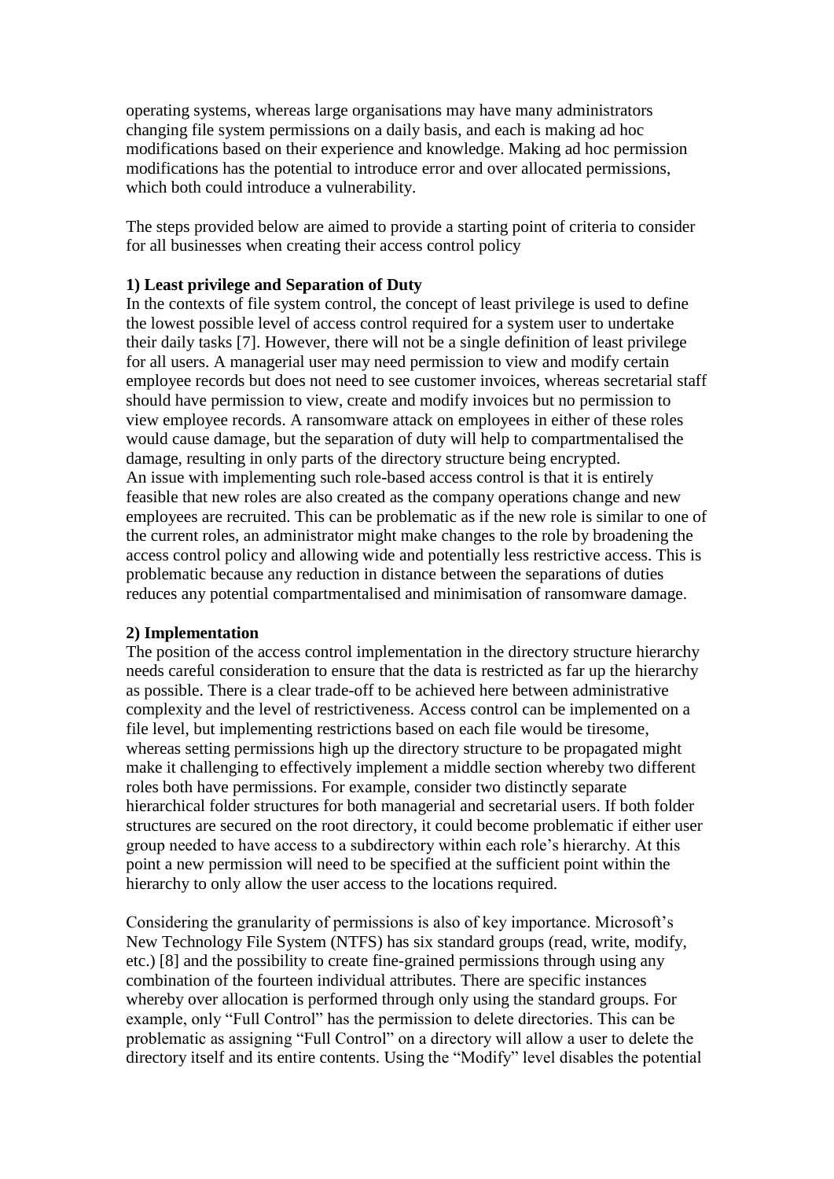operating systems, whereas large organisations may have many administrators changing file system permissions on a daily basis, and each is making ad hoc modifications based on their experience and knowledge. Making ad hoc permission modifications has the potential to introduce error and over allocated permissions, which both could introduce a vulnerability.

The steps provided below are aimed to provide a starting point of criteria to consider for all businesses when creating their access control policy

**1) Least privilege and Separation of Duty**

In the contexts of file system control, the concept of least privilege is used to define the lowest possible level of access control required for a system user to undertake their daily tasks [7]. However, there will not be a single definition of least privilege for all users. A managerial user may need permission to view and modify certain employee records but does not need to see customer invoices, whereas secretarial staff should have permission to view, create and modify invoices but no permission to view employee records. A ransomware attack on employees in either of these roles would cause damage, but the separation of duty will help to compartmentalised the damage, resulting in only parts of the directory structure being encrypted.
An issue with implementing such role-based access control is that it is entirely feasible that new roles are also created as the company operations change and new employees are recruited. This can be problematic as if the new role is similar to one of the current roles, an administrator might make changes to the role by broadening the access control policy and allowing wide and potentially less restrictive access. This is problematic because any reduction in distance between the separations of duties reduces any potential compartmentalised and minimisation of ransomware damage.

**2) Implementation**

The position of the access control implementation in the directory structure hierarchy needs careful consideration to ensure that the data is restricted as far up the hierarchy as possible. There is a clear trade-off to be achieved here between administrative complexity and the level of restrictiveness. Access control can be implemented on a file level, but implementing restrictions based on each file would be tiresome, whereas setting permissions high up the directory structure to be propagated might make it challenging to effectively implement a middle section whereby two different roles both have permissions. For example, consider two distinctly separate hierarchical folder structures for both managerial and secretarial users. If both folder structures are secured on the root directory, it could become problematic if either user group needed to have access to a subdirectory within each role's hierarchy. At this point a new permission will need to be specified at the sufficient point within the hierarchy to only allow the user access to the locations required.

Considering the granularity of permissions is also of key importance. Microsoft's New Technology File System (NTFS) has six standard groups (read, write, modify, etc.) [8] and the possibility to create fine-grained permissions through using any combination of the fourteen individual attributes. There are specific instances whereby over allocation is performed through only using the standard groups. For example, only "Full Control" has the permission to delete directories. This can be problematic as assigning "Full Control" on a directory will allow a user to delete the directory itself and its entire contents. Using the "Modify" level disables the potential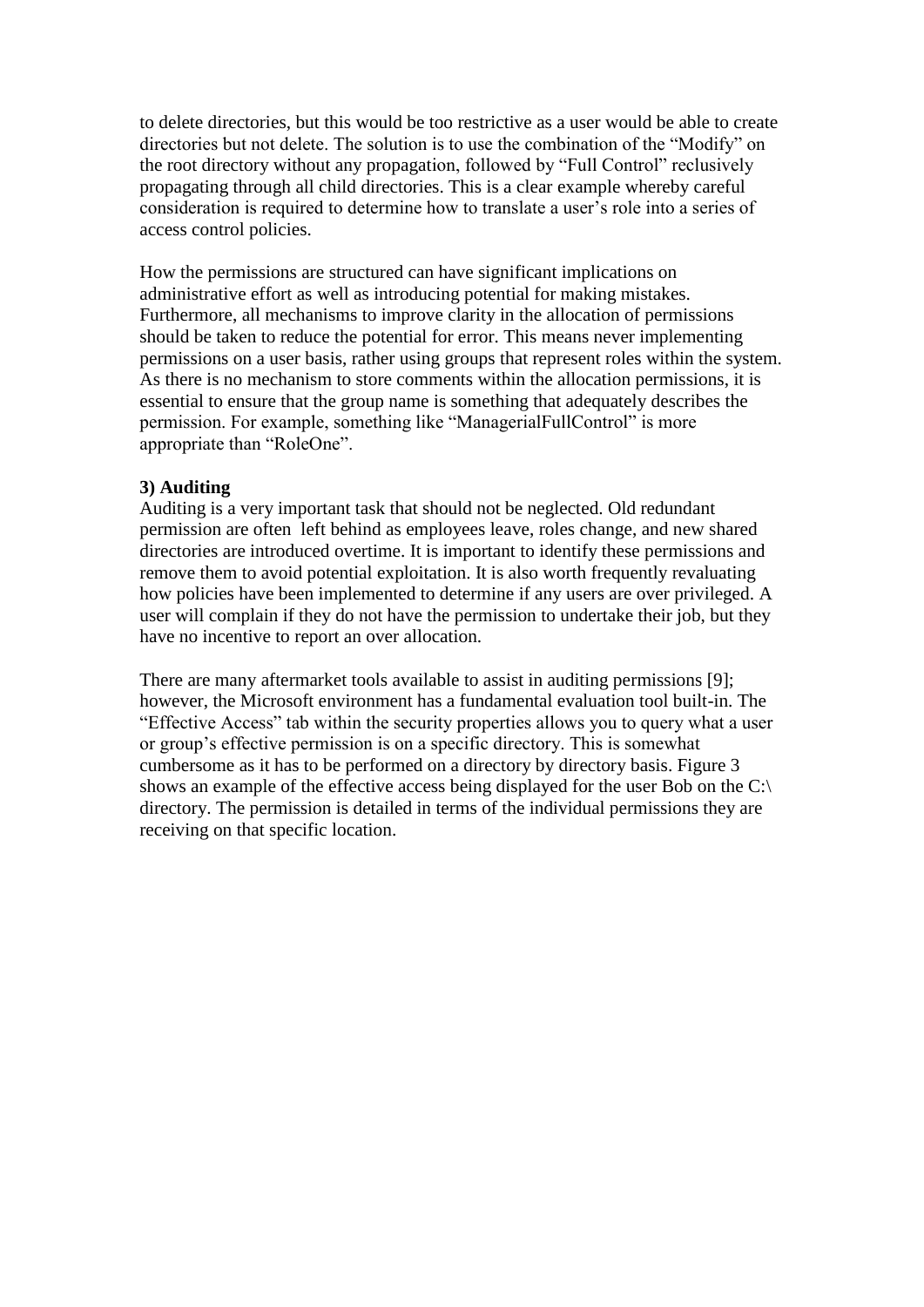to delete directories, but this would be too restrictive as a user would be able to create directories but not delete. The solution is to use the combination of the “Modify” on the root directory without any propagation, followed by “Full Control” reclusively propagating through all child directories. This is a clear example whereby careful consideration is required to determine how to translate a user’s role into a series of access control policies.

How the permissions are structured can have significant implications on administrative effort as well as introducing potential for making mistakes. Furthermore, all mechanisms to improve clarity in the allocation of permissions should be taken to reduce the potential for error. This means never implementing permissions on a user basis, rather using groups that represent roles within the system. As there is no mechanism to store comments within the allocation permissions, it is essential to ensure that the group name is something that adequately describes the permission. For example, something like “ManagerialFullControl” is more appropriate than “RoleOne”.

**3) Auditing**

Auditing is a very important task that should not be neglected. Old redundant permission are often left behind as employees leave, roles change, and new shared directories are introduced overtime. It is important to identify these permissions and remove them to avoid potential exploitation. It is also worth frequently revaluating how policies have been implemented to determine if any users are over privileged. A user will complain if they do not have the permission to undertake their job, but they have no incentive to report an over allocation.

There are many aftermarket tools available to assist in auditing permissions [9]; however, the Microsoft environment has a fundamental evaluation tool built-in. The “Effective Access” tab within the security properties allows you to query what a user or group’s effective permission is on a specific directory. This is somewhat cumbersome as it has to be performed on a directory by directory basis. Figure 3 shows an example of the effective access being displayed for the user Bob on the C:\ directory. The permission is detailed in terms of the individual permissions they are receiving on that specific location.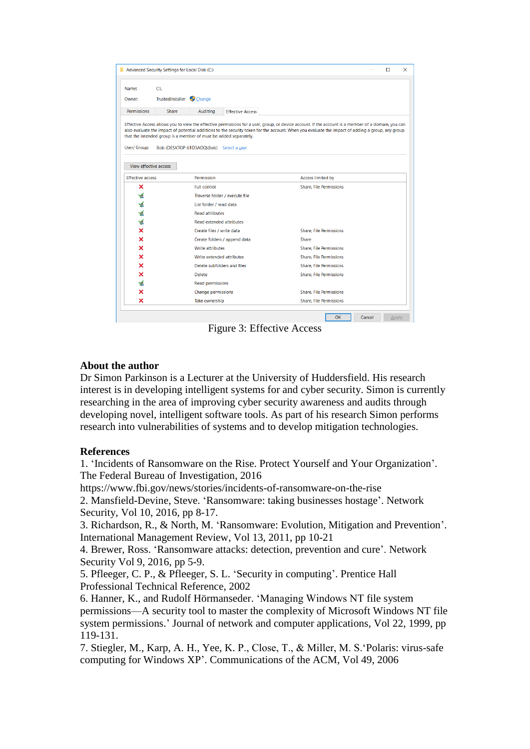Figure 3: Effective Access

**About the author**

Dr Simon Parkinson is a Lecturer at the University of Huddersfield. His research interest is in developing intelligent systems for and cyber security. Simon is currently researching in the area of improving cyber security awareness and audits through developing novel, intelligent software tools. As part of his research Simon performs research into vulnerabilities of systems and to develop mitigation technologies.

**References**

1. 'Incidents of Ransomware on the Rise. Protect Yourself and Your Organization'. The Federal Bureau of Investigation, 2016 https://www.fbi.gov/news/stories/incidents-of-ransomware-on-the-rise
2. Mansfield-Devine, Steve. 'Ransomware: taking businesses hostage'. Network Security, Vol 10, 2016, pp 8-17.
3. Richardson, R., & North, M. 'Ransomware: Evolution, Mitigation and Prevention'. International Management Review, Vol 13, 2011, pp 10-21
4. Brewer, Ross. 'Ransomware attacks: detection, prevention and cure'. Network Security Vol 9, 2016, pp 5-9.
5. Pfleeger, C. P., & Pfleeger, S. L. 'Security in computing'. Prentice Hall Professional Technical Reference, 2002
6. Hanner, K., and Rudolf Hörmanseder. 'Managing Windows NT file system permissions—A security tool to master the complexity of Microsoft Windows NT file system permissions.' Journal of network and computer applications, Vol 22, 1999, pp 119-131.
7. Stiegler, M., Karp, A. H., Yee, K. P., Close, T., & Miller, M. S.'Polaris: virus-safe computing for Windows XP'. Communications of the ACM, Vol 49, 2006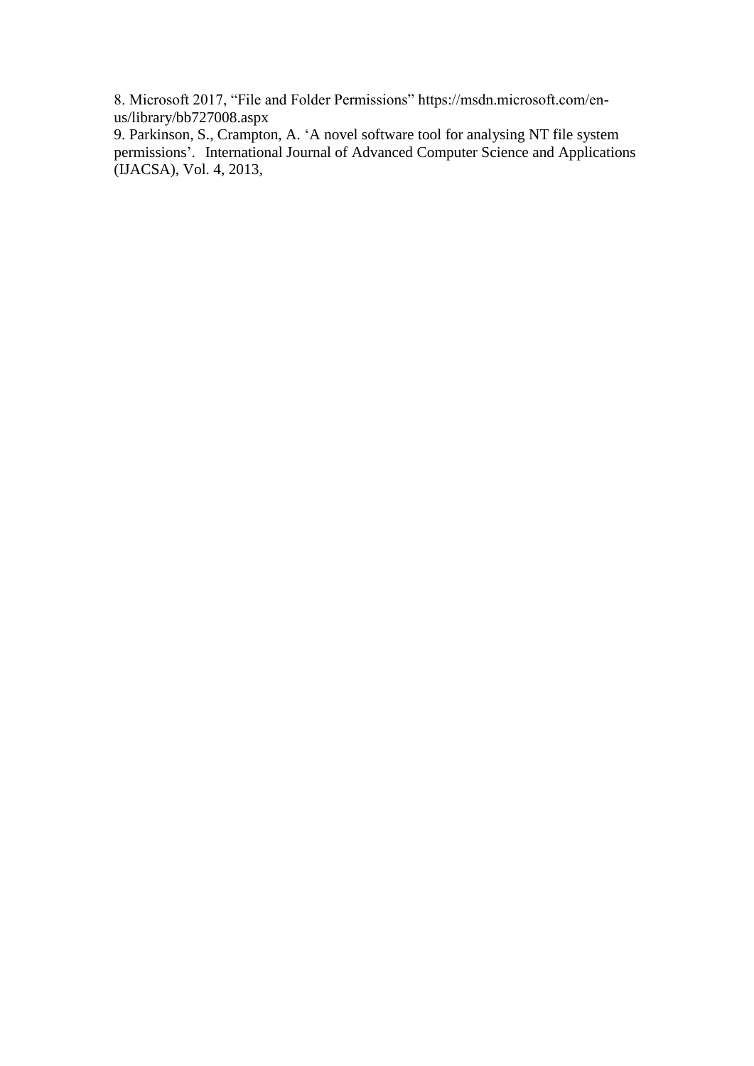8. Microsoft 2017, “File and Folder Permissions” https://msdn.microsoft.com/en-us/library/bb727008.aspx

9. Parkinson, S., Crampton, A. ‘A novel software tool for analysing NT file system permissions’. International Journal of Advanced Computer Science and Applications (IJACSA), Vol. 4, 2013,